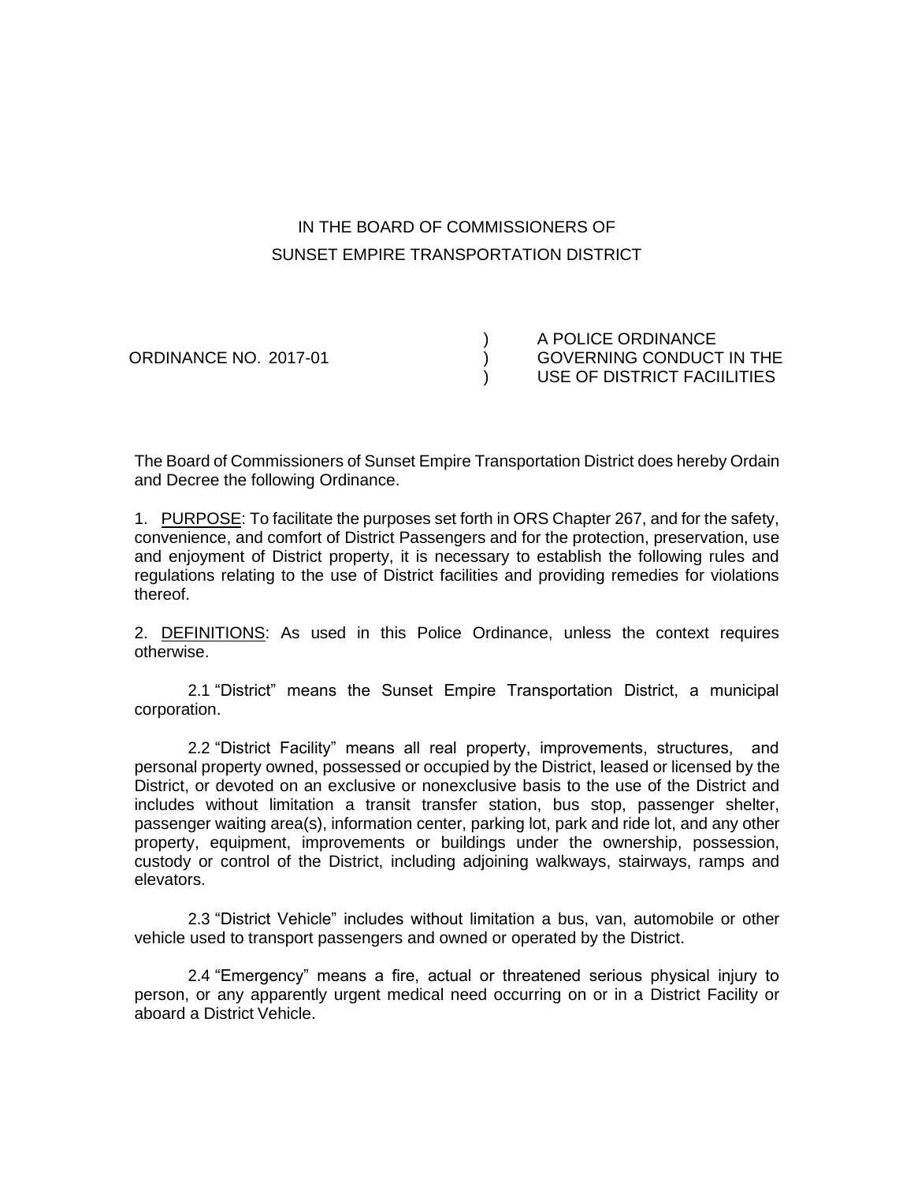IN THE BOARD OF COMMISSIONERS OF
SUNSET EMPIRE TRANSPORTATION DISTRICT

| ORDINANCE NO. 2017-01 | ) | A POLICE ORDINANCE GOVERNING CONDUCT IN THE USE OF DISTRICT FACIILITIES |
|---|---|---|

The Board of Commissioners of Sunset Empire Transportation District does hereby Ordain and Decree the following Ordinance.

1. PURPOSE: To facilitate the purposes set forth in ORS Chapter 267, and for the safety, convenience, and comfort of District Passengers and for the protection, preservation, use and enjoyment of District property, it is necessary to establish the following rules and regulations relating to the use of District facilities and providing remedies for violations thereof.

2. DEFINITIONS: As used in this Police Ordinance, unless the context requires otherwise.

2.1 "District" means the Sunset Empire Transportation District, a municipal corporation.

2.2 "District Facility" means all real property, improvements, structures, and personal property owned, possessed or occupied by the District, leased or licensed by the District, or devoted on an exclusive or nonexclusive basis to the use of the District and includes without limitation a transit transfer station, bus stop, passenger shelter, passenger waiting area(s), information center, parking lot, park and ride lot, and any other property, equipment, improvements or buildings under the ownership, possession, custody or control of the District, including adjoining walkways, stairways, ramps and elevators.

2.3 "District Vehicle" includes without limitation a bus, van, automobile or other vehicle used to transport passengers and owned or operated by the District.

2.4 "Emergency" means a fire, actual or threatened serious physical injury to person, or any apparently urgent medical need occurring on or in a District Facility or aboard a District Vehicle.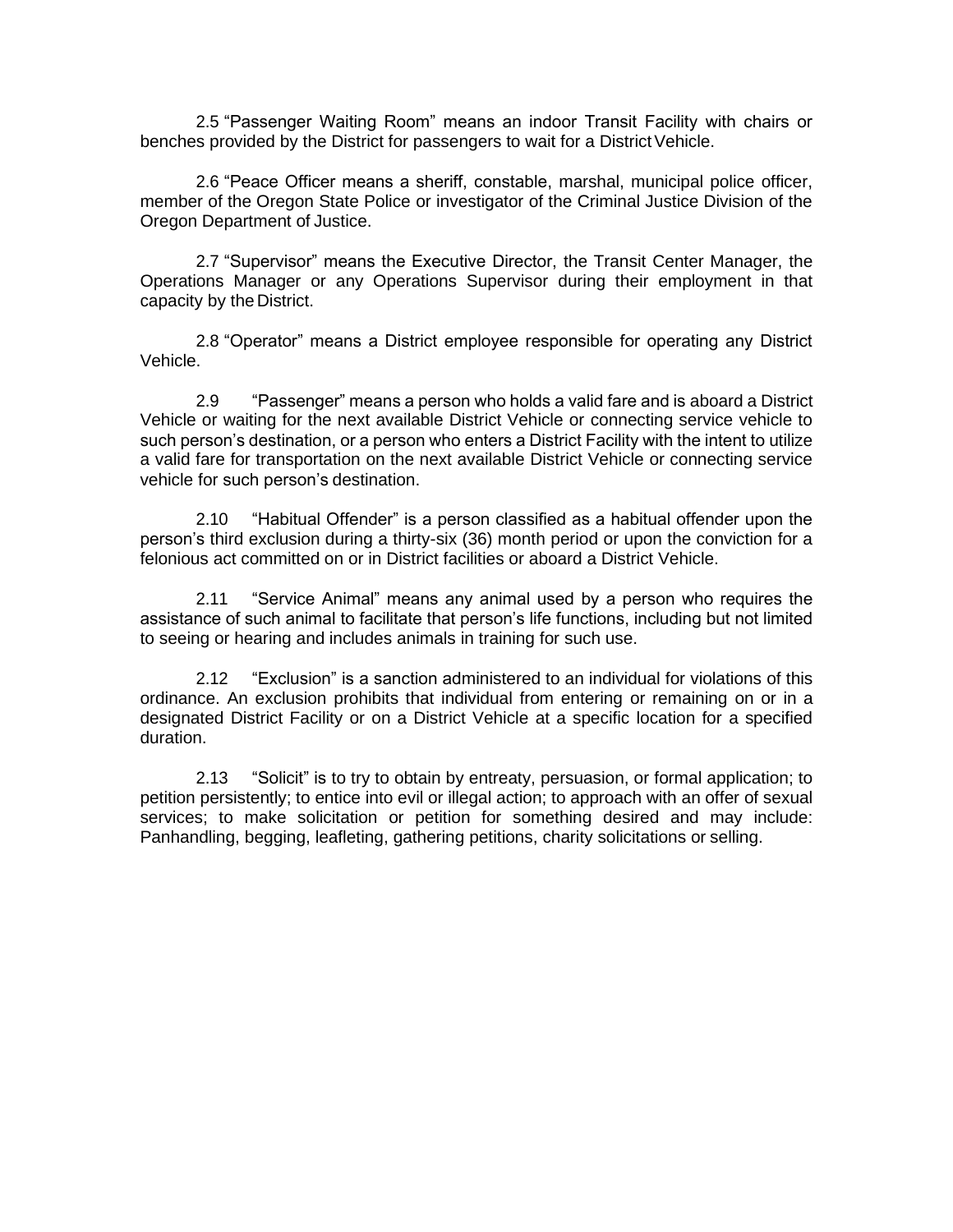2.5 "Passenger Waiting Room" means an indoor Transit Facility with chairs or benches provided by the District for passengers to wait for a District Vehicle.

2.6 "Peace Officer means a sheriff, constable, marshal, municipal police officer, member of the Oregon State Police or investigator of the Criminal Justice Division of the Oregon Department of Justice.

2.7 "Supervisor" means the Executive Director, the Transit Center Manager, the Operations Manager or any Operations Supervisor during their employment in that capacity by the District.

2.8 "Operator" means a District employee responsible for operating any District Vehicle.

2.9 "Passenger" means a person who holds a valid fare and is aboard a District Vehicle or waiting for the next available District Vehicle or connecting service vehicle to such person's destination, or a person who enters a District Facility with the intent to utilize a valid fare for transportation on the next available District Vehicle or connecting service vehicle for such person's destination.

2.10 "Habitual Offender" is a person classified as a habitual offender upon the person's third exclusion during a thirty-six (36) month period or upon the conviction for a felonious act committed on or in District facilities or aboard a District Vehicle.

2.11 "Service Animal" means any animal used by a person who requires the assistance of such animal to facilitate that person's life functions, including but not limited to seeing or hearing and includes animals in training for such use.

2.12 "Exclusion" is a sanction administered to an individual for violations of this ordinance. An exclusion prohibits that individual from entering or remaining on or in a designated District Facility or on a District Vehicle at a specific location for a specified duration.

2.13 "Solicit" is to try to obtain by entreaty, persuasion, or formal application; to petition persistently; to entice into evil or illegal action; to approach with an offer of sexual services; to make solicitation or petition for something desired and may include: Panhandling, begging, leafleting, gathering petitions, charity solicitations or selling.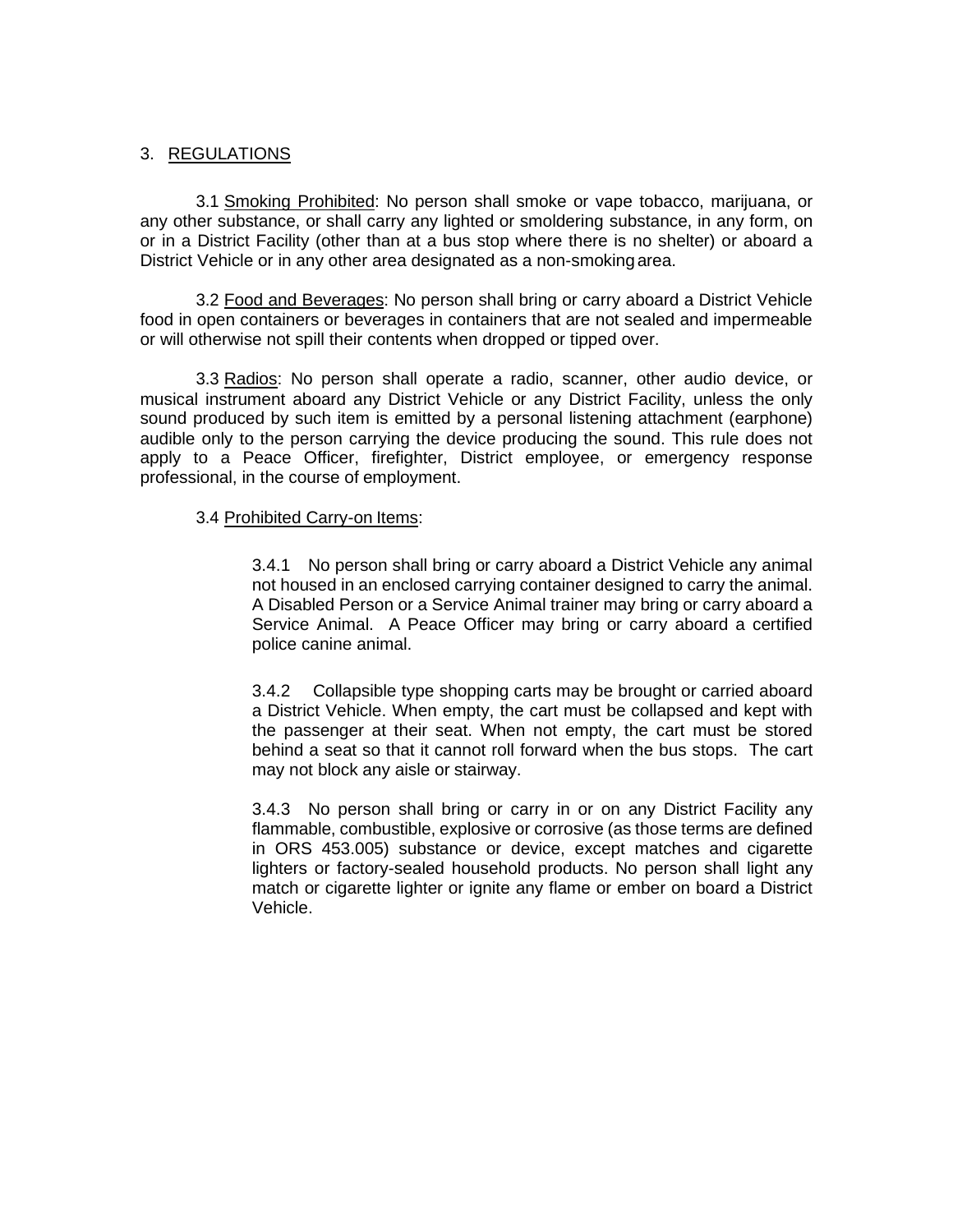## 3. REGULATIONS

3.1 Smoking Prohibited: No person shall smoke or vape tobacco, marijuana, or any other substance, or shall carry any lighted or smoldering substance, in any form, on or in a District Facility (other than at a bus stop where there is no shelter) or aboard a District Vehicle or in any other area designated as a non-smoking area.

3.2 Food and Beverages: No person shall bring or carry aboard a District Vehicle food in open containers or beverages in containers that are not sealed and impermeable or will otherwise not spill their contents when dropped or tipped over.

3.3 Radios: No person shall operate a radio, scanner, other audio device, or musical instrument aboard any District Vehicle or any District Facility, unless the only sound produced by such item is emitted by a personal listening attachment (earphone) audible only to the person carrying the device producing the sound. This rule does not apply to a Peace Officer, firefighter, District employee, or emergency response professional, in the course of employment.

3.4 Prohibited Carry-on Items:

> 3.4.1 No person shall bring or carry aboard a District Vehicle any animal not housed in an enclosed carrying container designed to carry the animal. A Disabled Person or a Service Animal trainer may bring or carry aboard a Service Animal. A Peace Officer may bring or carry aboard a certified police canine animal.
>
> 3.4.2 Collapsible type shopping carts may be brought or carried aboard a District Vehicle. When empty, the cart must be collapsed and kept with the passenger at their seat. When not empty, the cart must be stored behind a seat so that it cannot roll forward when the bus stops. The cart may not block any aisle or stairway.
>
> 3.4.3 No person shall bring or carry in or on any District Facility any flammable, combustible, explosive or corrosive (as those terms are defined in ORS 453.005) substance or device, except matches and cigarette lighters or factory-sealed household products. No person shall light any match or cigarette lighter or ignite any flame or ember on board a District Vehicle.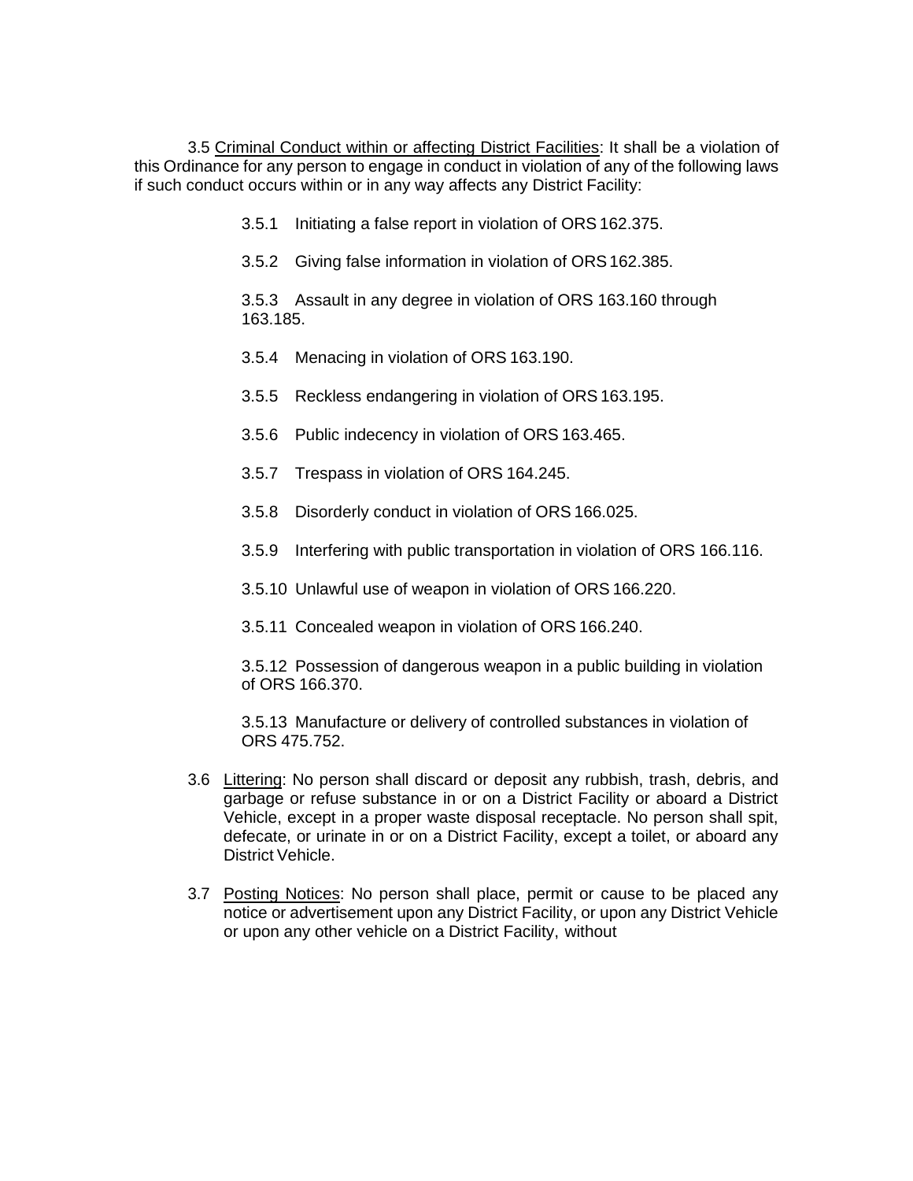3.5 <u>Criminal Conduct within or affecting District Facilities</u>: It shall be a violation of this Ordinance for any person to engage in conduct in violation of any of the following laws if such conduct occurs within or in any way affects any District Facility:

3.5.1 Initiating a false report in violation of ORS 162.375.

3.5.2 Giving false information in violation of ORS 162.385.

3.5.3 Assault in any degree in violation of ORS 163.160 through 163.185.

3.5.4 Menacing in violation of ORS 163.190.

3.5.5 Reckless endangering in violation of ORS 163.195.

3.5.6 Public indecency in violation of ORS 163.465.

3.5.7 Trespass in violation of ORS 164.245.

3.5.8 Disorderly conduct in violation of ORS 166.025.

3.5.9 Interfering with public transportation in violation of ORS 166.116.

3.5.10 Unlawful use of weapon in violation of ORS 166.220.

3.5.11 Concealed weapon in violation of ORS 166.240.

3.5.12 Possession of dangerous weapon in a public building in violation of ORS 166.370.

3.5.13 Manufacture or delivery of controlled substances in violation of ORS 475.752.

3.6 <u>Littering</u>: No person shall discard or deposit any rubbish, trash, debris, and garbage or refuse substance in or on a District Facility or aboard a District Vehicle, except in a proper waste disposal receptacle. No person shall spit, defecate, or urinate in or on a District Facility, except a toilet, or aboard any District Vehicle.

3.7 <u>Posting Notices</u>: No person shall place, permit or cause to be placed any notice or advertisement upon any District Facility, or upon any District Vehicle or upon any other vehicle on a District Facility, without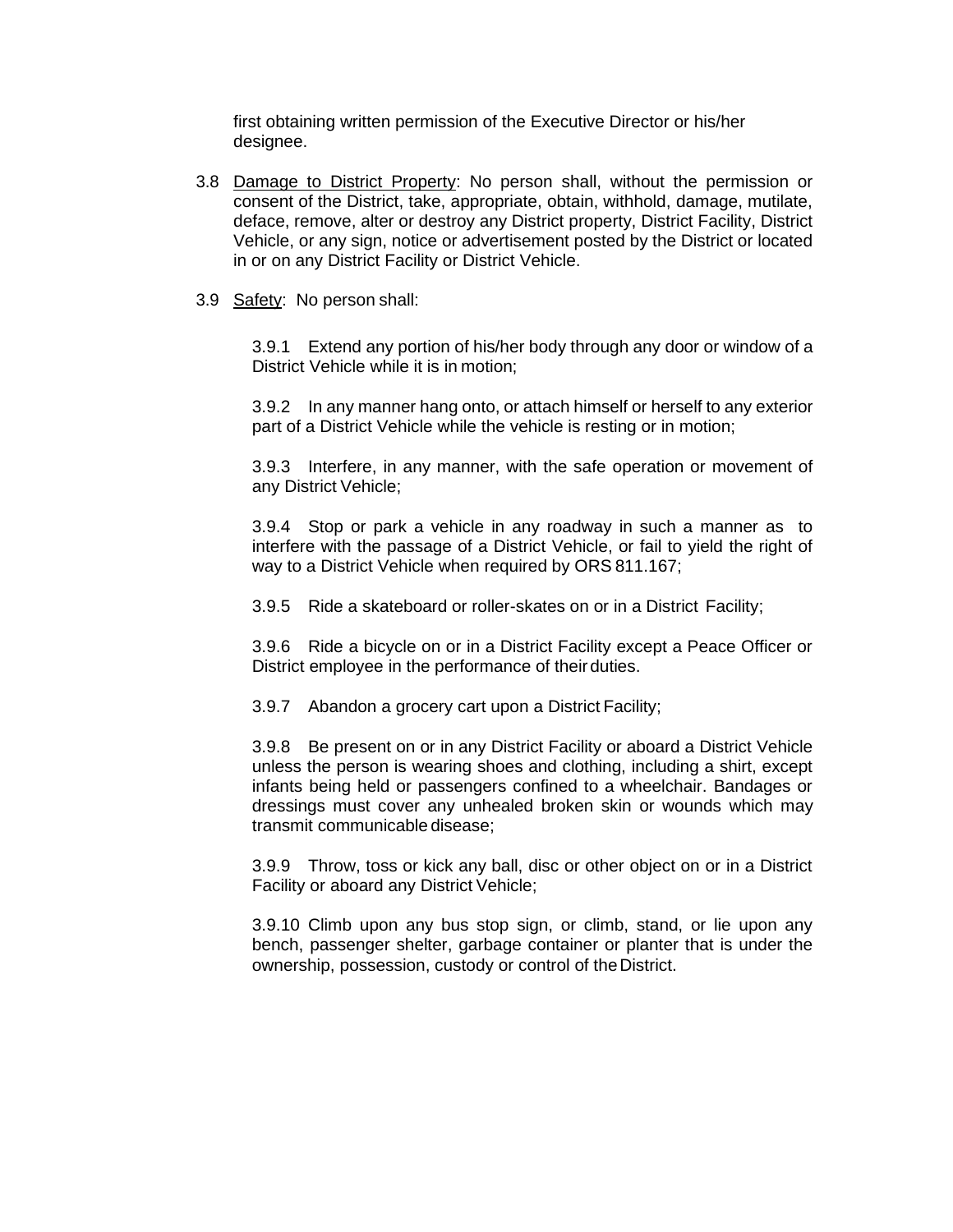first obtaining written permission of the Executive Director or his/her designee.

3.8 <u>Damage to District Property</u>: No person shall, without the permission or consent of the District, take, appropriate, obtain, withhold, damage, mutilate, deface, remove, alter or destroy any District property, District Facility, District Vehicle, or any sign, notice or advertisement posted by the District or located in or on any District Facility or District Vehicle.

3.9 <u>Safety</u>: No person shall:

3.9.1 Extend any portion of his/her body through any door or window of a District Vehicle while it is in motion;

3.9.2 In any manner hang onto, or attach himself or herself to any exterior part of a District Vehicle while the vehicle is resting or in motion;

3.9.3 Interfere, in any manner, with the safe operation or movement of any District Vehicle;

3.9.4 Stop or park a vehicle in any roadway in such a manner as to interfere with the passage of a District Vehicle, or fail to yield the right of way to a District Vehicle when required by ORS 811.167;

3.9.5 Ride a skateboard or roller-skates on or in a District Facility;

3.9.6 Ride a bicycle on or in a District Facility except a Peace Officer or District employee in the performance of their duties.

3.9.7 Abandon a grocery cart upon a District Facility;

3.9.8 Be present on or in any District Facility or aboard a District Vehicle unless the person is wearing shoes and clothing, including a shirt, except infants being held or passengers confined to a wheelchair. Bandages or dressings must cover any unhealed broken skin or wounds which may transmit communicable disease;

3.9.9 Throw, toss or kick any ball, disc or other object on or in a District Facility or aboard any District Vehicle;

3.9.10 Climb upon any bus stop sign, or climb, stand, or lie upon any bench, passenger shelter, garbage container or planter that is under the ownership, possession, custody or control of the District.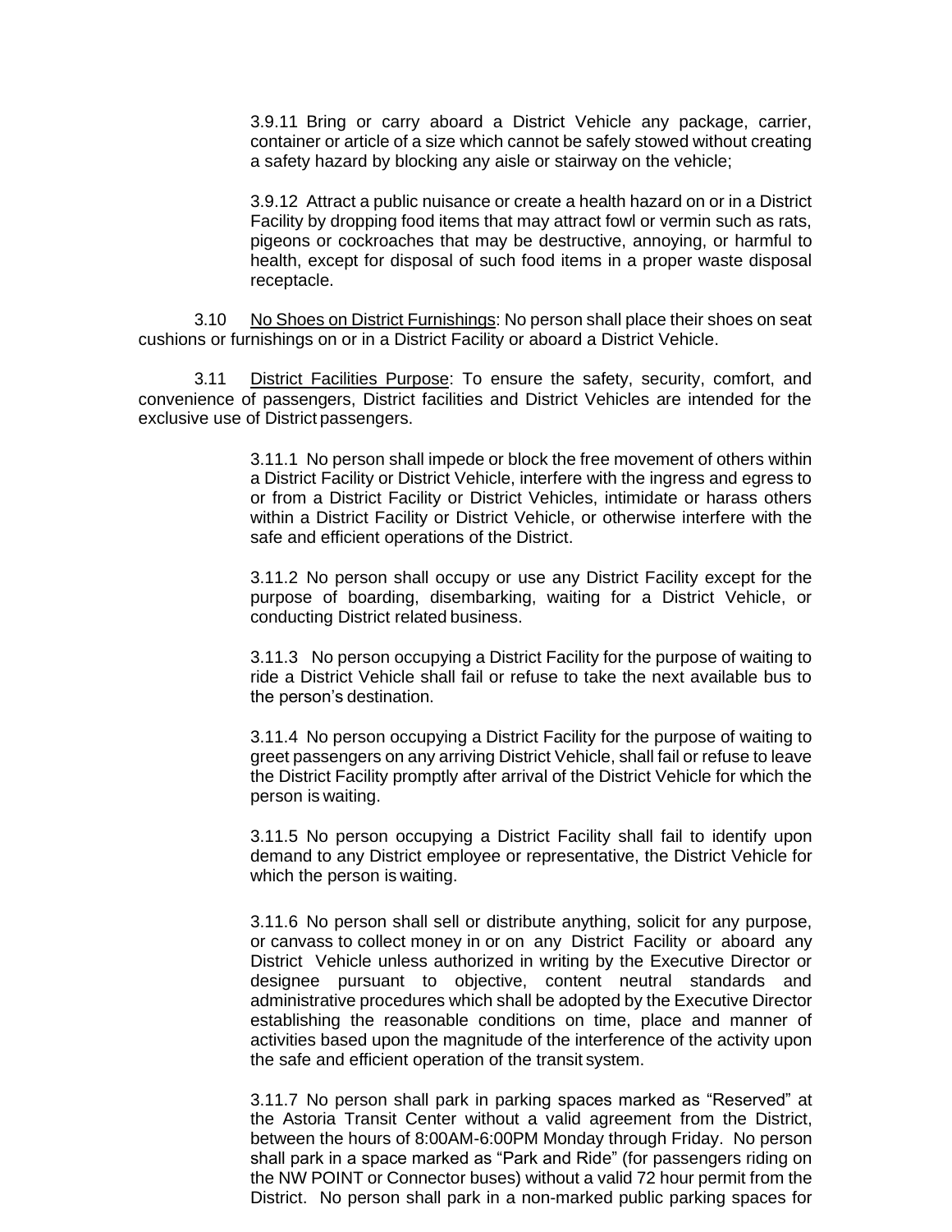3.9.11 Bring or carry aboard a District Vehicle any package, carrier, container or article of a size which cannot be safely stowed without creating a safety hazard by blocking any aisle or stairway on the vehicle;

3.9.12 Attract a public nuisance or create a health hazard on or in a District Facility by dropping food items that may attract fowl or vermin such as rats, pigeons or cockroaches that may be destructive, annoying, or harmful to health, except for disposal of such food items in a proper waste disposal receptacle.

3.10 No Shoes on District Furnishings: No person shall place their shoes on seat cushions or furnishings on or in a District Facility or aboard a District Vehicle.

3.11 District Facilities Purpose: To ensure the safety, security, comfort, and convenience of passengers, District facilities and District Vehicles are intended for the exclusive use of District passengers.

3.11.1 No person shall impede or block the free movement of others within a District Facility or District Vehicle, interfere with the ingress and egress to or from a District Facility or District Vehicles, intimidate or harass others within a District Facility or District Vehicle, or otherwise interfere with the safe and efficient operations of the District.

3.11.2 No person shall occupy or use any District Facility except for the purpose of boarding, disembarking, waiting for a District Vehicle, or conducting District related business.

3.11.3 No person occupying a District Facility for the purpose of waiting to ride a District Vehicle shall fail or refuse to take the next available bus to the person's destination.

3.11.4 No person occupying a District Facility for the purpose of waiting to greet passengers on any arriving District Vehicle, shall fail or refuse to leave the District Facility promptly after arrival of the District Vehicle for which the person is waiting.

3.11.5 No person occupying a District Facility shall fail to identify upon demand to any District employee or representative, the District Vehicle for which the person is waiting.

3.11.6 No person shall sell or distribute anything, solicit for any purpose, or canvass to collect money in or on any District Facility or aboard any District Vehicle unless authorized in writing by the Executive Director or designee pursuant to objective, content neutral standards and administrative procedures which shall be adopted by the Executive Director establishing the reasonable conditions on time, place and manner of activities based upon the magnitude of the interference of the activity upon the safe and efficient operation of the transit system.

3.11.7 No person shall park in parking spaces marked as "Reserved" at the Astoria Transit Center without a valid agreement from the District, between the hours of 8:00AM-6:00PM Monday through Friday. No person shall park in a space marked as "Park and Ride" (for passengers riding on the NW POINT or Connector buses) without a valid 72 hour permit from the District. No person shall park in a non-marked public parking spaces for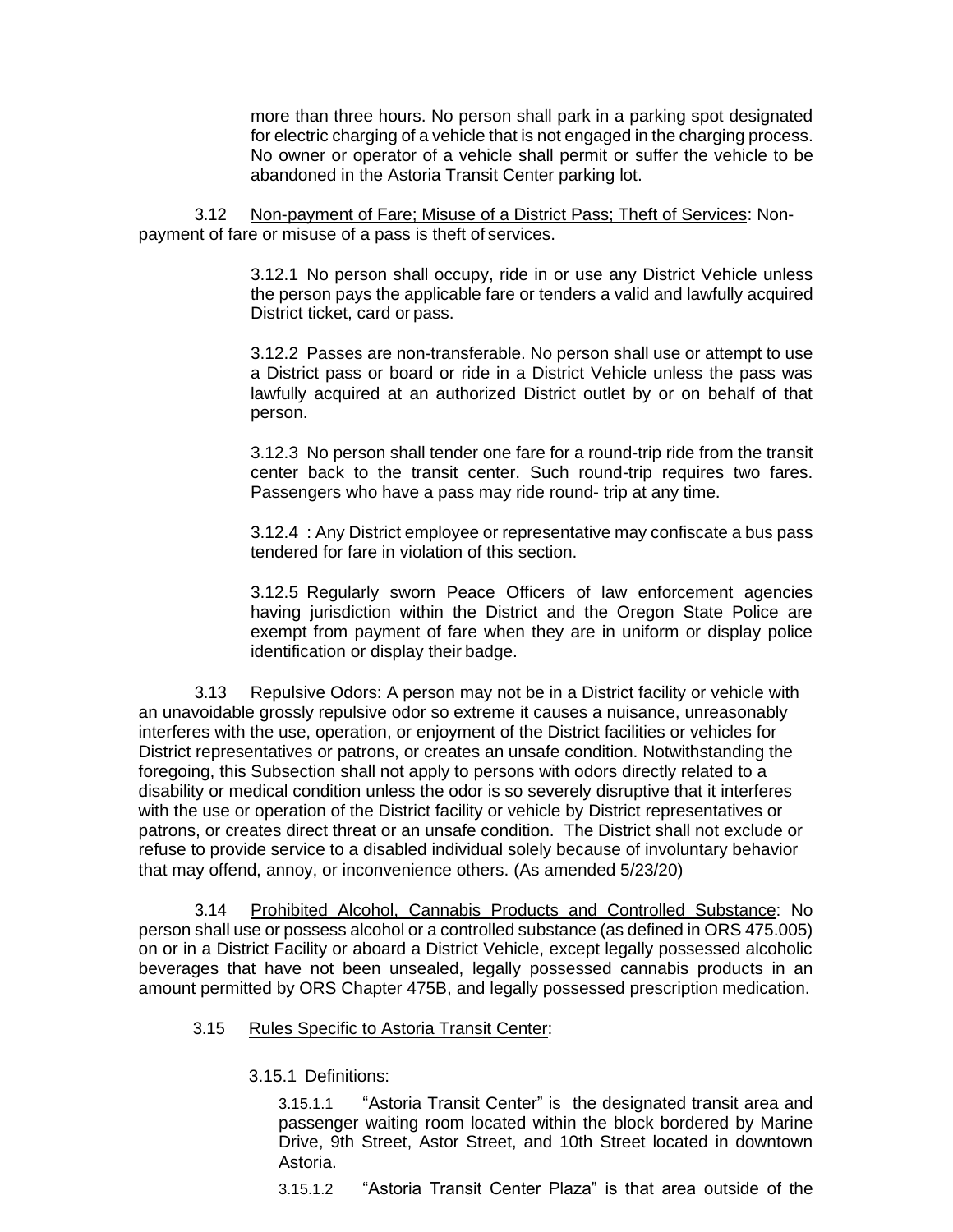more than three hours. No person shall park in a parking spot designated for electric charging of a vehicle that is not engaged in the charging process. No owner or operator of a vehicle shall permit or suffer the vehicle to be abandoned in the Astoria Transit Center parking lot.

3.12 Non-payment of Fare; Misuse of a District Pass; Theft of Services: Non-payment of fare or misuse of a pass is theft of services.

3.12.1 No person shall occupy, ride in or use any District Vehicle unless the person pays the applicable fare or tenders a valid and lawfully acquired District ticket, card or pass.

3.12.2 Passes are non-transferable. No person shall use or attempt to use a District pass or board or ride in a District Vehicle unless the pass was lawfully acquired at an authorized District outlet by or on behalf of that person.

3.12.3 No person shall tender one fare for a round-trip ride from the transit center back to the transit center. Such round-trip requires two fares. Passengers who have a pass may ride round- trip at any time.

3.12.4 : Any District employee or representative may confiscate a bus pass tendered for fare in violation of this section.

3.12.5 Regularly sworn Peace Officers of law enforcement agencies having jurisdiction within the District and the Oregon State Police are exempt from payment of fare when they are in uniform or display police identification or display their badge.

3.13 Repulsive Odors: A person may not be in a District facility or vehicle with an unavoidable grossly repulsive odor so extreme it causes a nuisance, unreasonably interferes with the use, operation, or enjoyment of the District facilities or vehicles for District representatives or patrons, or creates an unsafe condition. Notwithstanding the foregoing, this Subsection shall not apply to persons with odors directly related to a disability or medical condition unless the odor is so severely disruptive that it interferes with the use or operation of the District facility or vehicle by District representatives or patrons, or creates direct threat or an unsafe condition. The District shall not exclude or refuse to provide service to a disabled individual solely because of involuntary behavior that may offend, annoy, or inconvenience others. (As amended 5/23/20)

3.14 Prohibited Alcohol, Cannabis Products and Controlled Substance: No person shall use or possess alcohol or a controlled substance (as defined in ORS 475.005) on or in a District Facility or aboard a District Vehicle, except legally possessed alcoholic beverages that have not been unsealed, legally possessed cannabis products in an amount permitted by ORS Chapter 475B, and legally possessed prescription medication.

3.15 Rules Specific to Astoria Transit Center:

3.15.1 Definitions:

3.15.1.1 "Astoria Transit Center" is the designated transit area and passenger waiting room located within the block bordered by Marine Drive, 9th Street, Astor Street, and 10th Street located in downtown Astoria.

3.15.1.2 "Astoria Transit Center Plaza" is that area outside of the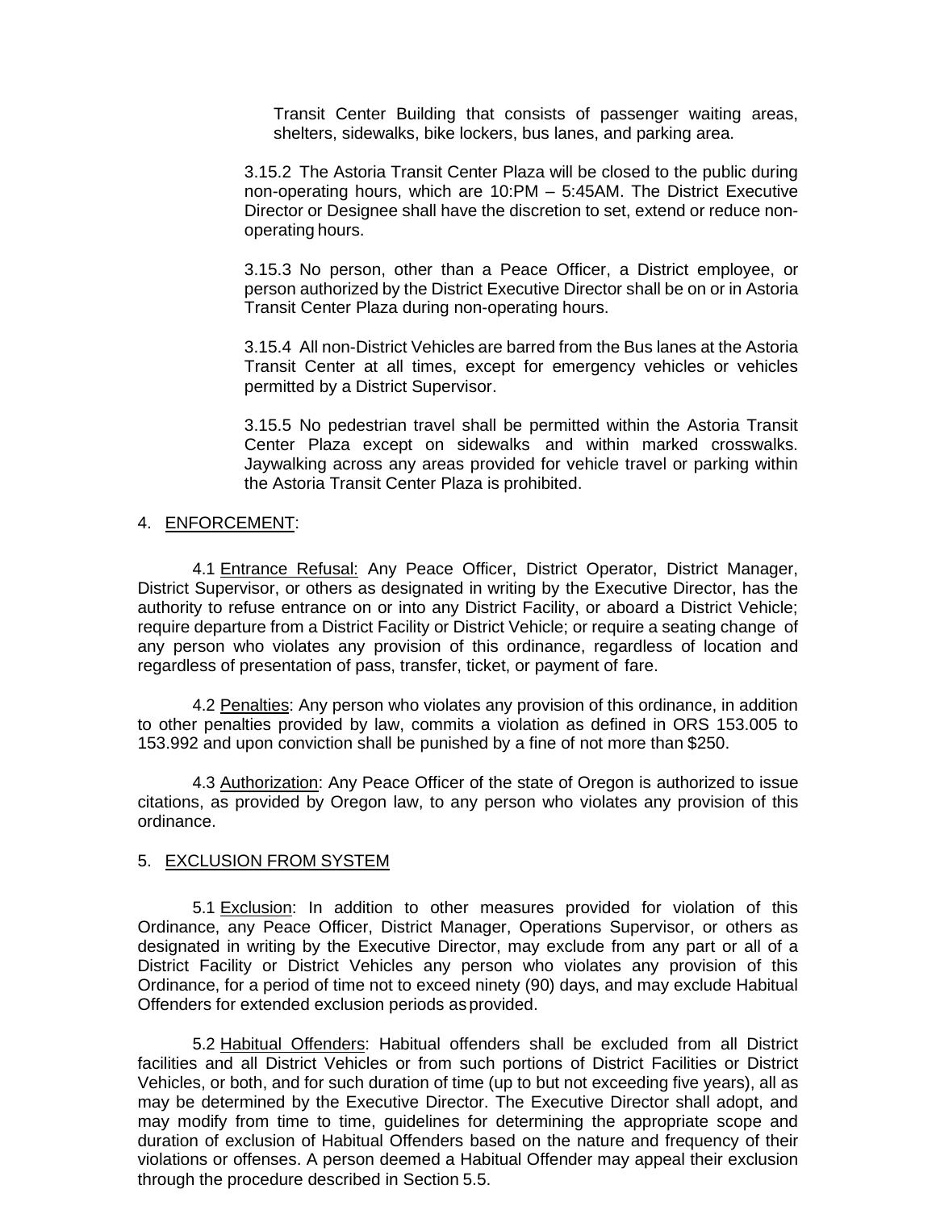Transit Center Building that consists of passenger waiting areas, shelters, sidewalks, bike lockers, bus lanes, and parking area.

3.15.2 The Astoria Transit Center Plaza will be closed to the public during non-operating hours, which are 10:PM – 5:45AM. The District Executive Director or Designee shall have the discretion to set, extend or reduce non-operating hours.

3.15.3 No person, other than a Peace Officer, a District employee, or person authorized by the District Executive Director shall be on or in Astoria Transit Center Plaza during non-operating hours.

3.15.4 All non-District Vehicles are barred from the Bus lanes at the Astoria Transit Center at all times, except for emergency vehicles or vehicles permitted by a District Supervisor.

3.15.5 No pedestrian travel shall be permitted within the Astoria Transit Center Plaza except on sidewalks and within marked crosswalks. Jaywalking across any areas provided for vehicle travel or parking within the Astoria Transit Center Plaza is prohibited.

4. ENFORCEMENT:

4.1 Entrance Refusal: Any Peace Officer, District Operator, District Manager, District Supervisor, or others as designated in writing by the Executive Director, has the authority to refuse entrance on or into any District Facility, or aboard a District Vehicle; require departure from a District Facility or District Vehicle; or require a seating change of any person who violates any provision of this ordinance, regardless of location and regardless of presentation of pass, transfer, ticket, or payment of fare.

4.2 Penalties: Any person who violates any provision of this ordinance, in addition to other penalties provided by law, commits a violation as defined in ORS 153.005 to 153.992 and upon conviction shall be punished by a fine of not more than $250.

4.3 Authorization: Any Peace Officer of the state of Oregon is authorized to issue citations, as provided by Oregon law, to any person who violates any provision of this ordinance.

5. EXCLUSION FROM SYSTEM

5.1 Exclusion: In addition to other measures provided for violation of this Ordinance, any Peace Officer, District Manager, Operations Supervisor, or others as designated in writing by the Executive Director, may exclude from any part or all of a District Facility or District Vehicles any person who violates any provision of this Ordinance, for a period of time not to exceed ninety (90) days, and may exclude Habitual Offenders for extended exclusion periods as provided.

5.2 Habitual Offenders: Habitual offenders shall be excluded from all District facilities and all District Vehicles or from such portions of District Facilities or District Vehicles, or both, and for such duration of time (up to but not exceeding five years), all as may be determined by the Executive Director. The Executive Director shall adopt, and may modify from time to time, guidelines for determining the appropriate scope and duration of exclusion of Habitual Offenders based on the nature and frequency of their violations or offenses. A person deemed a Habitual Offender may appeal their exclusion through the procedure described in Section 5.5.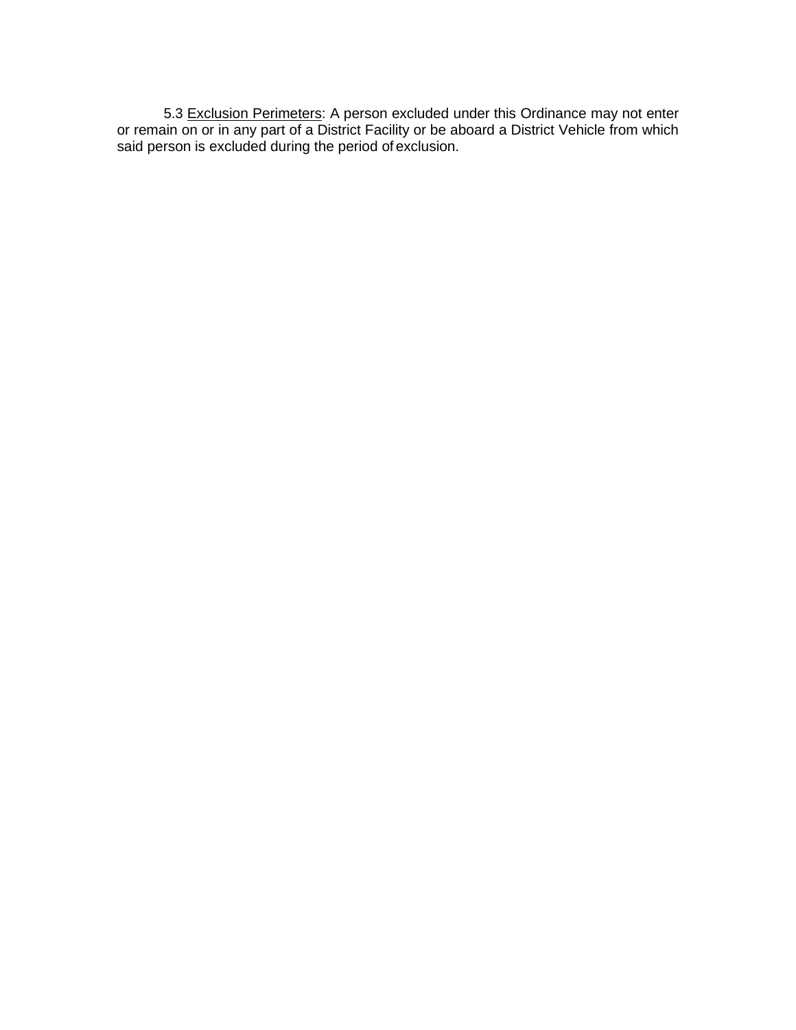5.3 <u>Exclusion Perimeters</u>: A person excluded under this Ordinance may not enter or remain on or in any part of a District Facility or be aboard a District Vehicle from which said person is excluded during the period of exclusion.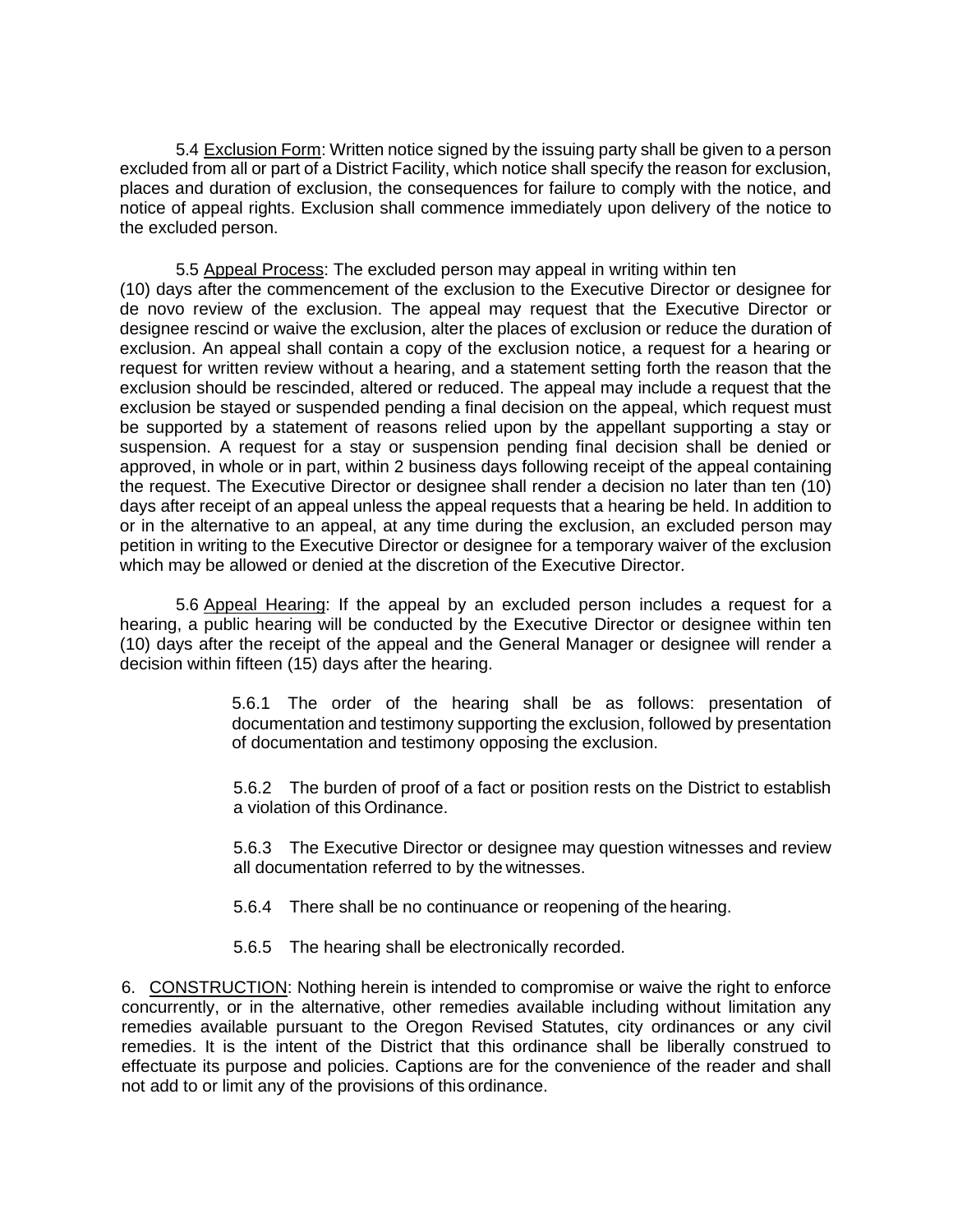5.4 <u>Exclusion Form</u>: Written notice signed by the issuing party shall be given to a person excluded from all or part of a District Facility, which notice shall specify the reason for exclusion, places and duration of exclusion, the consequences for failure to comply with the notice, and notice of appeal rights. Exclusion shall commence immediately upon delivery of the notice to the excluded person.

5.5 <u>Appeal Process</u>: The excluded person may appeal in writing within ten (10) days after the commencement of the exclusion to the Executive Director or designee for de novo review of the exclusion. The appeal may request that the Executive Director or designee rescind or waive the exclusion, alter the places of exclusion or reduce the duration of exclusion. An appeal shall contain a copy of the exclusion notice, a request for a hearing or request for written review without a hearing, and a statement setting forth the reason that the exclusion should be rescinded, altered or reduced. The appeal may include a request that the exclusion be stayed or suspended pending a final decision on the appeal, which request must be supported by a statement of reasons relied upon by the appellant supporting a stay or suspension. A request for a stay or suspension pending final decision shall be denied or approved, in whole or in part, within 2 business days following receipt of the appeal containing the request. The Executive Director or designee shall render a decision no later than ten (10) days after receipt of an appeal unless the appeal requests that a hearing be held. In addition to or in the alternative to an appeal, at any time during the exclusion, an excluded person may petition in writing to the Executive Director or designee for a temporary waiver of the exclusion which may be allowed or denied at the discretion of the Executive Director.

5.6 <u>Appeal Hearing</u>: If the appeal by an excluded person includes a request for a hearing, a public hearing will be conducted by the Executive Director or designee within ten (10) days after the receipt of the appeal and the General Manager or designee will render a decision within fifteen (15) days after the hearing.

> 5.6.1 The order of the hearing shall be as follows: presentation of documentation and testimony supporting the exclusion, followed by presentation of documentation and testimony opposing the exclusion.
>
> 5.6.2 The burden of proof of a fact or position rests on the District to establish a violation of this Ordinance.
>
> 5.6.3 The Executive Director or designee may question witnesses and review all documentation referred to by the witnesses.
>
> 5.6.4 There shall be no continuance or reopening of the hearing.
>
> 5.6.5 The hearing shall be electronically recorded.

6. <u>CONSTRUCTION</u>: Nothing herein is intended to compromise or waive the right to enforce concurrently, or in the alternative, other remedies available including without limitation any remedies available pursuant to the Oregon Revised Statutes, city ordinances or any civil remedies. It is the intent of the District that this ordinance shall be liberally construed to effectuate its purpose and policies. Captions are for the convenience of the reader and shall not add to or limit any of the provisions of this ordinance.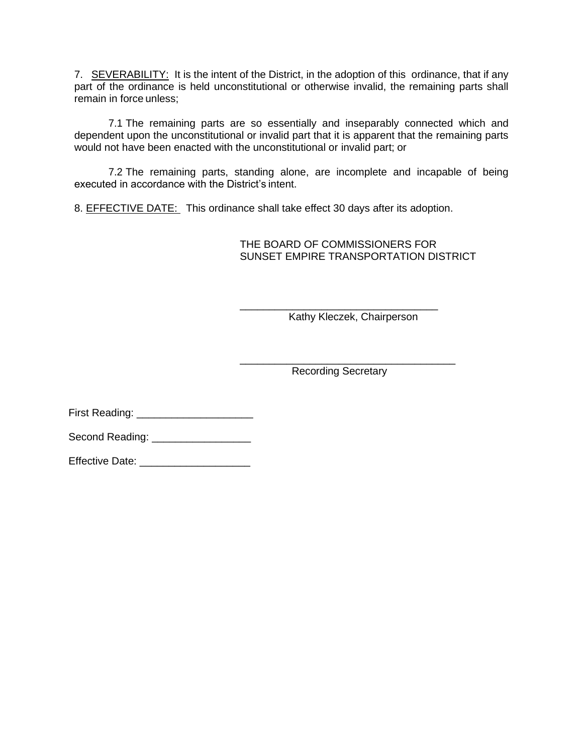7. <u>SEVERABILITY:</u> It is the intent of the District, in the adoption of this ordinance, that if any part of the ordinance is held unconstitutional or otherwise invalid, the remaining parts shall remain in force unless;

7.1 The remaining parts are so essentially and inseparably connected which and dependent upon the unconstitutional or invalid part that it is apparent that the remaining parts would not have been enacted with the unconstitutional or invalid part; or

7.2 The remaining parts, standing alone, are incomplete and incapable of being executed in accordance with the District's intent.

8. <u>EFFECTIVE DATE:</u> This ordinance shall take effect 30 days after its adoption.

THE BOARD OF COMMISSIONERS FOR
SUNSET EMPIRE TRANSPORTATION DISTRICT

\_\_\_\_\_\_\_\_\_\_\_\_\_\_\_\_\_\_\_\_\_\_\_\_\_\_\_\_\_\_\_\_\_\_
Kathy Kleczek, Chairperson

\_\_\_\_\_\_\_\_\_\_\_\_\_\_\_\_\_\_\_\_\_\_\_\_\_\_\_\_\_\_\_\_\_\_\_\_\_
Recording Secretary

First Reading: \_\_\_\_\_\_\_\_\_\_\_\_\_\_\_\_\_\_\_\_

Second Reading: \_\_\_\_\_\_\_\_\_\_\_\_\_\_\_\_\_

Effective Date: \_\_\_\_\_\_\_\_\_\_\_\_\_\_\_\_\_\_\_